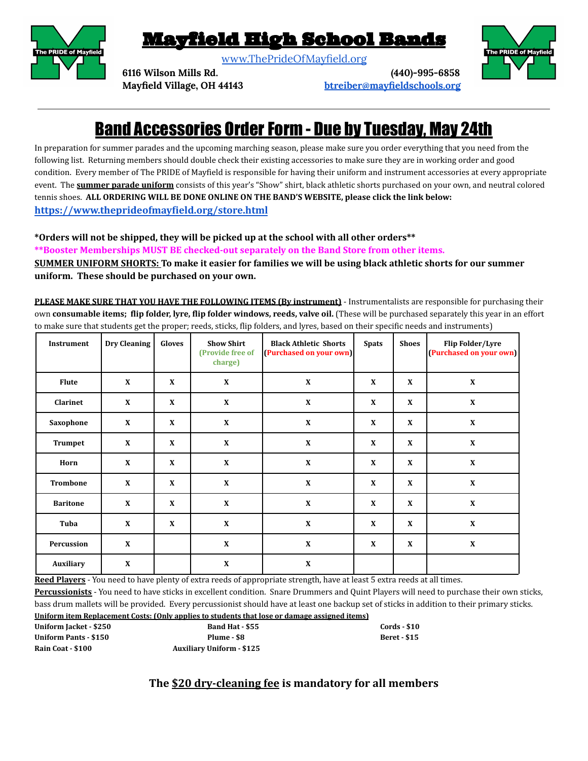# Mayfield High School Bands

www.ThePrideOfMayfield.org

6116 Wilson Mills Rd.
Mayfield Village, OH 44143

(440)-995-6858
btreiber@mayfieldschools.org

## Band Accessories Order Form - Due by Tuesday, May 24th

In preparation for summer parades and the upcoming marching season, please make sure you order everything that you need from the following list. Returning members should double check their existing accessories to make sure they are in working order and good condition. Every member of The PRIDE of Mayfield is responsible for having their uniform and instrument accessories at every appropriate event. The **summer parade uniform** consists of this year's "Show" shirt, black athletic shorts purchased on your own, and neutral colored tennis shoes. **ALL ORDERING WILL BE DONE ONLINE ON THE BAND'S WEBSITE, please click the link below:**
**https://www.theprideofmayfield.org/store.html**

***Orders will not be shipped, they will be picked up at the school with all other orders****
****Booster Memberships MUST BE checked-out separately on the Band Store from other items.**
**SUMMER UNIFORM SHORTS: To make it easier for families we will be using black athletic shorts for our summer uniform. These should be purchased on your own.**

**PLEASE MAKE SURE THAT YOU HAVE THE FOLLOWING ITEMS (By instrument)** - Instrumentalists are responsible for purchasing their own **consumable items; flip folder, lyre, flip folder windows, reeds, valve oil.** (These will be purchased separately this year in an effort to make sure that students get the proper; reeds, sticks, flip folders, and lyres, based on their specific needs and instruments)

| Instrument | Dry Cleaning | Gloves | Show Shirt (Provide free of charge) | Black Athletic Shorts (Purchased on your own) | Spats | Shoes | Flip Folder/Lyre (Purchased on your own) |
|---|---|---|---|---|---|---|---|
| Flute | X | X | X | X | X | X | X |
| Clarinet | X | X | X | X | X | X | X |
| Saxophone | X | X | X | X | X | X | X |
| Trumpet | X | X | X | X | X | X | X |
| Horn | X | X | X | X | X | X | X |
| Trombone | X | X | X | X | X | X | X |
| Baritone | X | X | X | X | X | X | X |
| Tuba | X | X | X | X | X | X | X |
| Percussion | X | | X | X | X | X | X |
| Auxiliary | X | | X | X | | | |

**Reed Players** - You need to have plenty of extra reeds of appropriate strength, have at least 5 extra reeds at all times.
**Percussionists** - You need to have sticks in excellent condition. Snare Drummers and Quint Players will need to purchase their own sticks, bass drum mallets will be provided. Every percussionist should have at least one backup set of sticks in addition to their primary sticks.

**Uniform item Replacement Costs: (Only applies to students that lose or damage assigned items)**

**Uniform Jacket - $250**
**Uniform Pants - $150**
**Rain Coat - $100**
**Band Hat - $55**
**Plume - $8**
**Auxiliary Uniform - $125**
**Cords - $10**
**Beret - $15**

**The $20 dry-cleaning fee is mandatory for all members**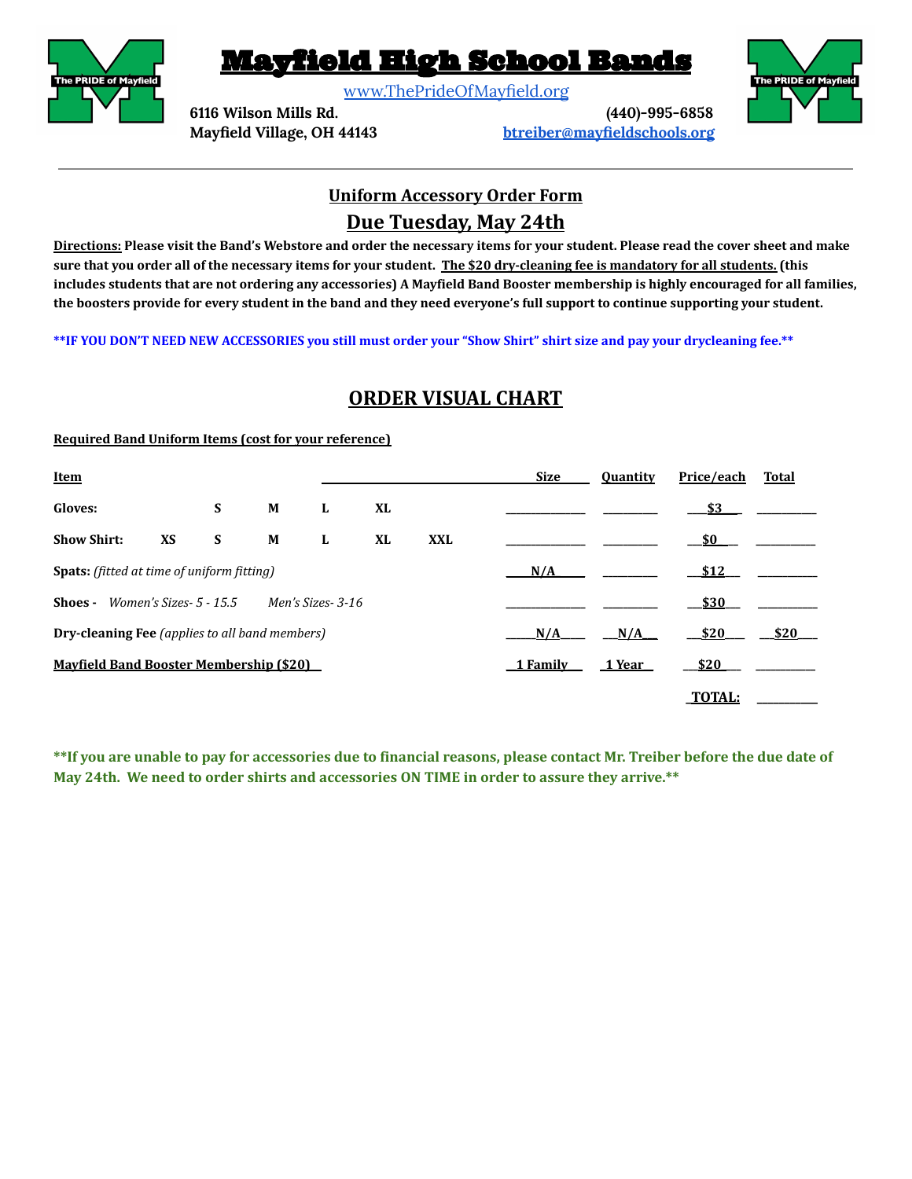# Mayfield High School Bands

www.ThePrideOfMayfield.org

**6116 Wilson Mills Rd.**
**Mayfield Village, OH 44143**

**(440)-995-6858**
**btreiber@mayfieldschools.org**

---

## Uniform Accessory Order Form

## Due Tuesday, May 24th

**Directions:** **Please visit the Band's Webstore and order the necessary items for your student. Please read the cover sheet and make sure that you order all of the necessary items for your student. The $20 dry-cleaning fee is mandatory for all students. (this includes students that are not ordering any accessories) A Mayfield Band Booster membership is highly encouraged for all families, the boosters provide for every student in the band and they need everyone's full support to continue supporting your student.**

**\*\*IF YOU DON'T NEED NEW ACCESSORIES you still must order your "Show Shirt" shirt size and pay your drycleaning fee.\*\***

## ORDER VISUAL CHART

**Required Band Uniform Items (cost for your reference)**

| Item | | Size | Quantity | Price/each | Total |
|---|---|---|---|---|---|
| **Gloves:** | S M L XL | | | $3 | |
| **Show Shirt:** | XS S M L XL XXL | | | $0 | |
| **Spats:** *(fitted at time of uniform fitting)* | | N/A | | $12 | |
| **Shoes -** *Women's Sizes- 5 - 15.5* | *Men's Sizes- 3-16* | | | $30 | |
| **Dry-cleaning Fee** *(applies to all band members)* | | N/A | N/A | $20 | $20 |
| **Mayfield Band Booster Membership ($20)** | | 1 Family | 1 Year | $20 | |
| | | | | **TOTAL:** | |

**\*\*If you are unable to pay for accessories due to financial reasons, please contact Mr. Treiber before the due date of May 24th. We need to order shirts and accessories ON TIME in order to assure they arrive.\*\***